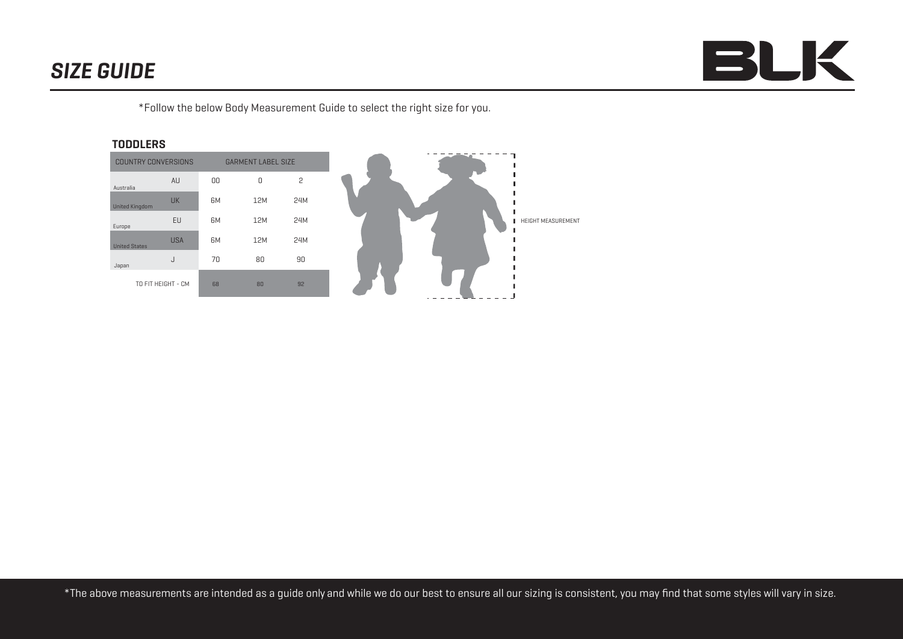# *SIZE GUIDE*

BLK

*Follow the below Body Measurement Guide to select the right size for you.

## TODDLERS

| COUNTRY CONVERSIONS | | GARMENT LABEL SIZE | | |
|---|---|---|---|---|
| Australia | AU | 00 | 0 | 2 |
| United Kingdom | UK | 6M | 12M | 24M |
| Europe | EU | 6M | 12M | 24M |
| United States | USA | 6M | 12M | 24M |
| Japan | J | 70 | 80 | 90 |
| TO FIT HEIGHT - CM | | 68 | 80 | 92 |

HEIGHT MEASUREMENT

*The above measurements are intended as a guide only and while we do our best to ensure all our sizing is consistent, you may find that some styles will vary in size.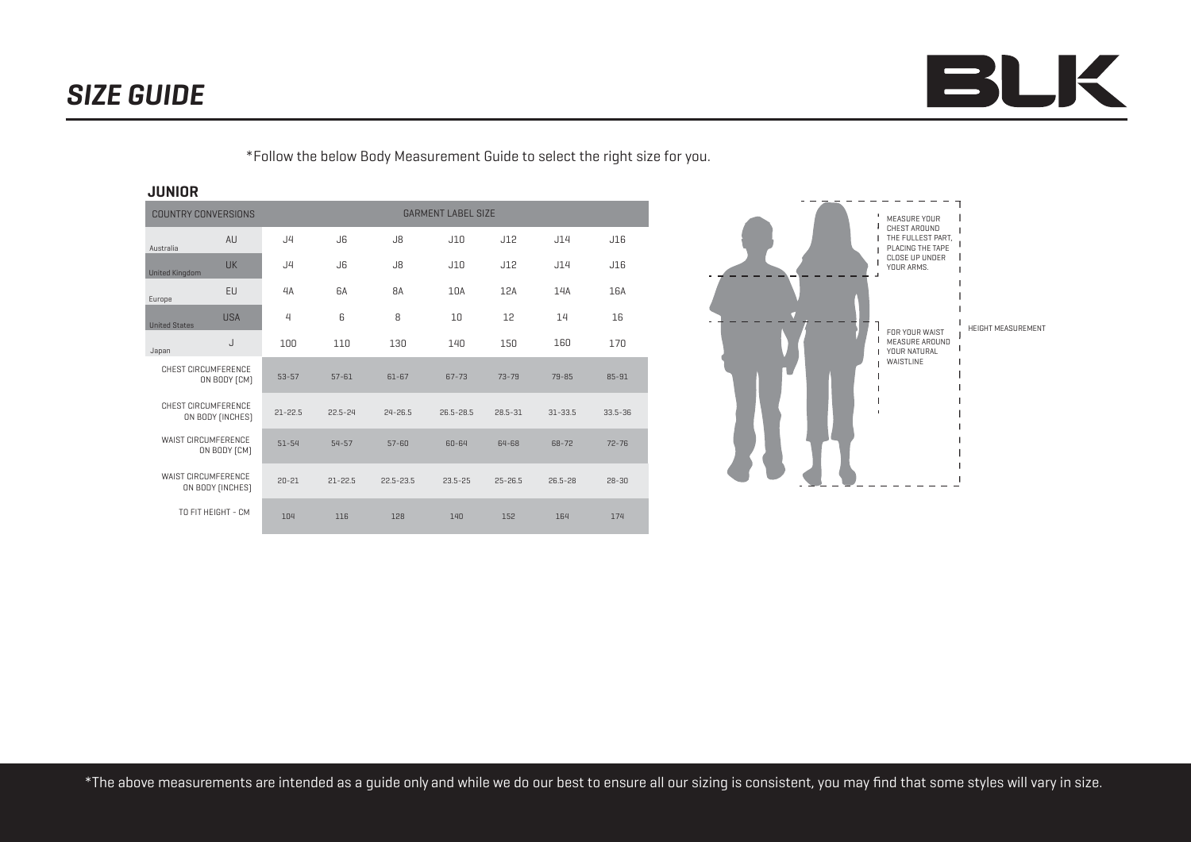# SIZE GUIDE

BLK

*Follow the below Body Measurement Guide to select the right size for you.

## JUNIOR

| COUNTRY CONVERSIONS | | GARMENT LABEL SIZE | | | | | | |
|---|---|---|---|---|---|---|---|---|
| Australia | AU | J4 | J6 | J8 | J10 | J12 | J14 | J16 |
| United Kingdom | UK | J4 | J6 | J8 | J10 | J12 | J14 | J16 |
| Europe | EU | 4A | 6A | 8A | 10A | 12A | 14A | 16A |
| United States | USA | 4 | 6 | 8 | 10 | 12 | 14 | 16 |
| Japan | J | 100 | 110 | 130 | 140 | 150 | 160 | 170 |
| CHEST CIRCUMFERENCE ON BODY (CM) | | 53-57 | 57-61 | 61-67 | 67-73 | 73-79 | 79-85 | 85-91 |
| CHEST CIRCUMFERENCE ON BODY (INCHES) | | 21-22.5 | 22.5-24 | 24-26.5 | 26.5-28.5 | 28.5-31 | 31-33.5 | 33.5-36 |
| WAIST CIRCUMFERENCE ON BODY (CM) | | 51-54 | 54-57 | 57-60 | 60-64 | 64-68 | 68-72 | 72-76 |
| WAIST CIRCUMFERENCE ON BODY (INCHES) | | 20-21 | 21-22.5 | 22.5-23.5 | 23.5-25 | 25-26.5 | 26.5-28 | 28-30 |
| TO FIT HEIGHT - CM | | 104 | 116 | 128 | 140 | 152 | 164 | 174 |

MEASURE YOUR CHEST AROUND THE FULLEST PART, PLACING THE TAPE CLOSE UP UNDER YOUR ARMS.

FOR YOUR WAIST MEASURE AROUND YOUR NATURAL WAISTLINE

HEIGHT MEASUREMENT

*The above measurements are intended as a guide only and while we do our best to ensure all our sizing is consistent, you may find that some styles will vary in size.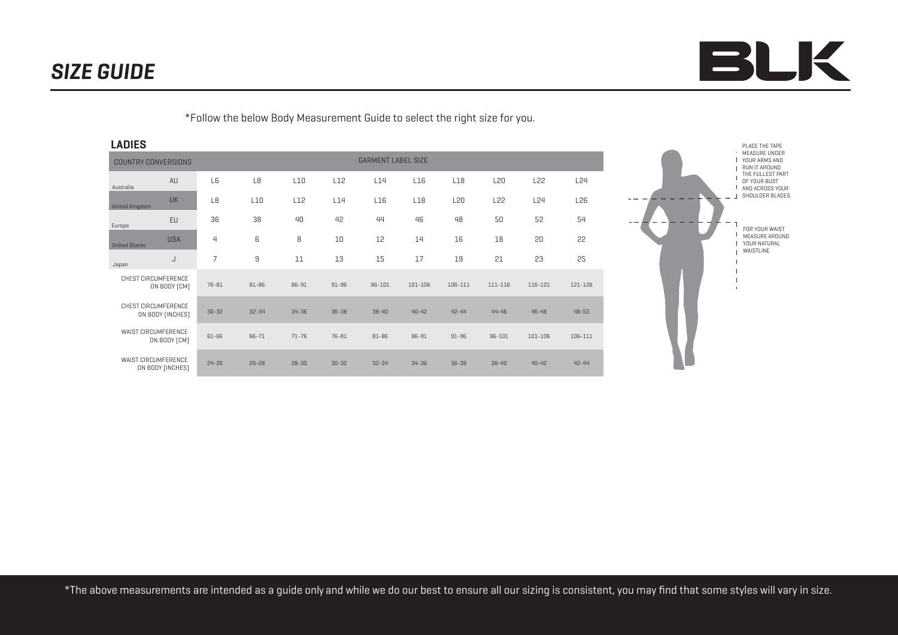# SIZE GUIDE

*Follow the below Body Measurement Guide to select the right size for you.

## LADIES

| COUNTRY CONVERSIONS | | GARMENT LABEL SIZE | | | | | | | | | |
|---|---|---|---|---|---|---|---|---|---|---|---|
| Australia | AU | L6 | L8 | L10 | L12 | L14 | L16 | L18 | L20 | L22 | L24 |
| United Kingdom | UK | L8 | L10 | L12 | L14 | L16 | L18 | L20 | L22 | L24 | L26 |
| Europe | EU | 36 | 38 | 40 | 42 | 44 | 46 | 48 | 50 | 52 | 54 |
| United States | USA | 4 | 6 | 8 | 10 | 12 | 14 | 16 | 18 | 20 | 22 |
| Japan | J | 7 | 9 | 11 | 13 | 15 | 17 | 19 | 21 | 23 | 25 |
| CHEST CIRCUMFERENCE ON BODY (CM) | | 76-81 | 81-86 | 86-91 | 91-96 | 96-101 | 101-106 | 106-111 | 111-116 | 116-121 | 121-126 |
| CHEST CIRCUMFERENCE ON BODY (INCHES) | | 30-32 | 32-34 | 34-36 | 36-38 | 38-40 | 40-42 | 42-44 | 44-46 | 46-48 | 48-50 |
| WAIST CIRCUMFERENCE ON BODY (CM) | | 61-66 | 66-71 | 71-76 | 76-81 | 81-86 | 86-91 | 91-96 | 96-101 | 101-106 | 106-111 |
| WAIST CIRCUMFERENCE ON BODY (INCHES) | | 24-26 | 26-28 | 28-30 | 30-32 | 32-34 | 34-36 | 36-38 | 38-40 | 40-42 | 42-44 |

PLACE THE TAPE MEASURE UNDER YOUR ARMS AND RUN IT AROUND THE FULLEST PART OF YOUR BUST AND ACROSS YOUR SHOULDER BLADES.

FOR YOUR WAIST MEASURE AROUND YOUR NATURAL WAISTLINE

*The above measurements are intended as a guide only and while we do our best to ensure all our sizing is consistent, you may find that some styles will vary in size.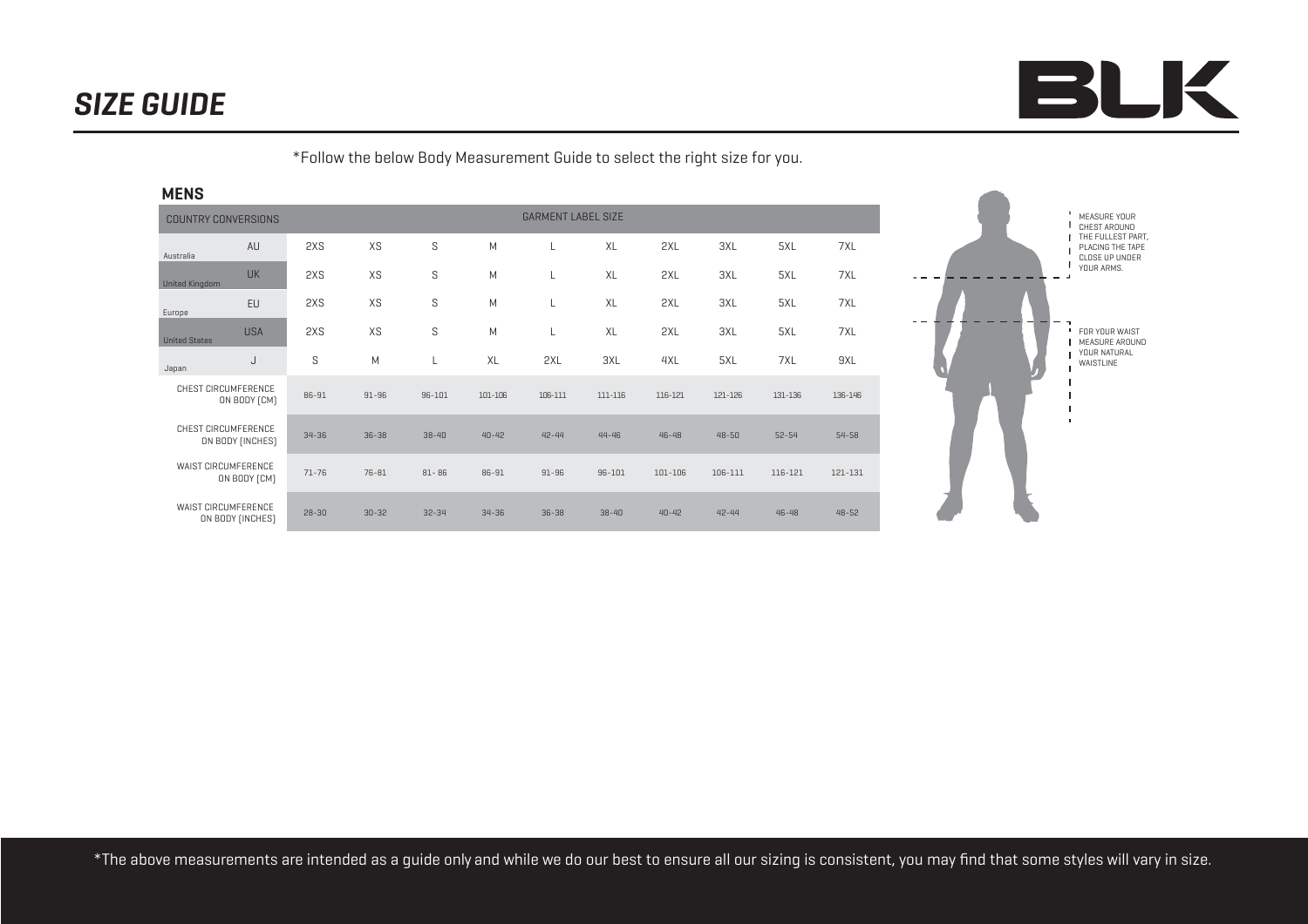# SIZE GUIDE

BLK

*Follow the below Body Measurement Guide to select the right size for you.

## MENS

| COUNTRY CONVERSIONS | | GARMENT LABEL SIZE | | | | | | | | | |
|---|---|---|---|---|---|---|---|---|---|---|---|
| Australia | AU | 2XS | XS | S | M | L | XL | 2XL | 3XL | 5XL | 7XL |
| United Kingdom | UK | 2XS | XS | S | M | L | XL | 2XL | 3XL | 5XL | 7XL |
| Europe | EU | 2XS | XS | S | M | L | XL | 2XL | 3XL | 5XL | 7XL |
| United States | USA | 2XS | XS | S | M | L | XL | 2XL | 3XL | 5XL | 7XL |
| Japan | J | S | M | L | XL | 2XL | 3XL | 4XL | 5XL | 7XL | 9XL |
| CHEST CIRCUMFERENCE ON BODY (CM) | | 86-91 | 91-96 | 96-101 | 101-106 | 106-111 | 111-116 | 116-121 | 121-126 | 131-136 | 136-146 |
| CHEST CIRCUMFERENCE ON BODY (INCHES) | | 34-36 | 36-38 | 38-40 | 40-42 | 42-44 | 44-46 | 46-48 | 48-50 | 52-54 | 54-58 |
| WAIST CIRCUMFERENCE ON BODY (CM) | | 71-76 | 76-81 | 81- 86 | 86-91 | 91-96 | 96-101 | 101-106 | 106-111 | 116-121 | 121-131 |
| WAIST CIRCUMFERENCE ON BODY (INCHES) | | 28-30 | 30-32 | 32-34 | 34-36 | 36-38 | 38-40 | 40-42 | 42-44 | 46-48 | 48-52 |

MEASURE YOUR CHEST AROUND THE FULLEST PART, PLACING THE TAPE CLOSE UP UNDER YOUR ARMS.

FOR YOUR WAIST MEASURE AROUND YOUR NATURAL WAISTLINE

*The above measurements are intended as a guide only and while we do our best to ensure all our sizing is consistent, you may find that some styles will vary in size.